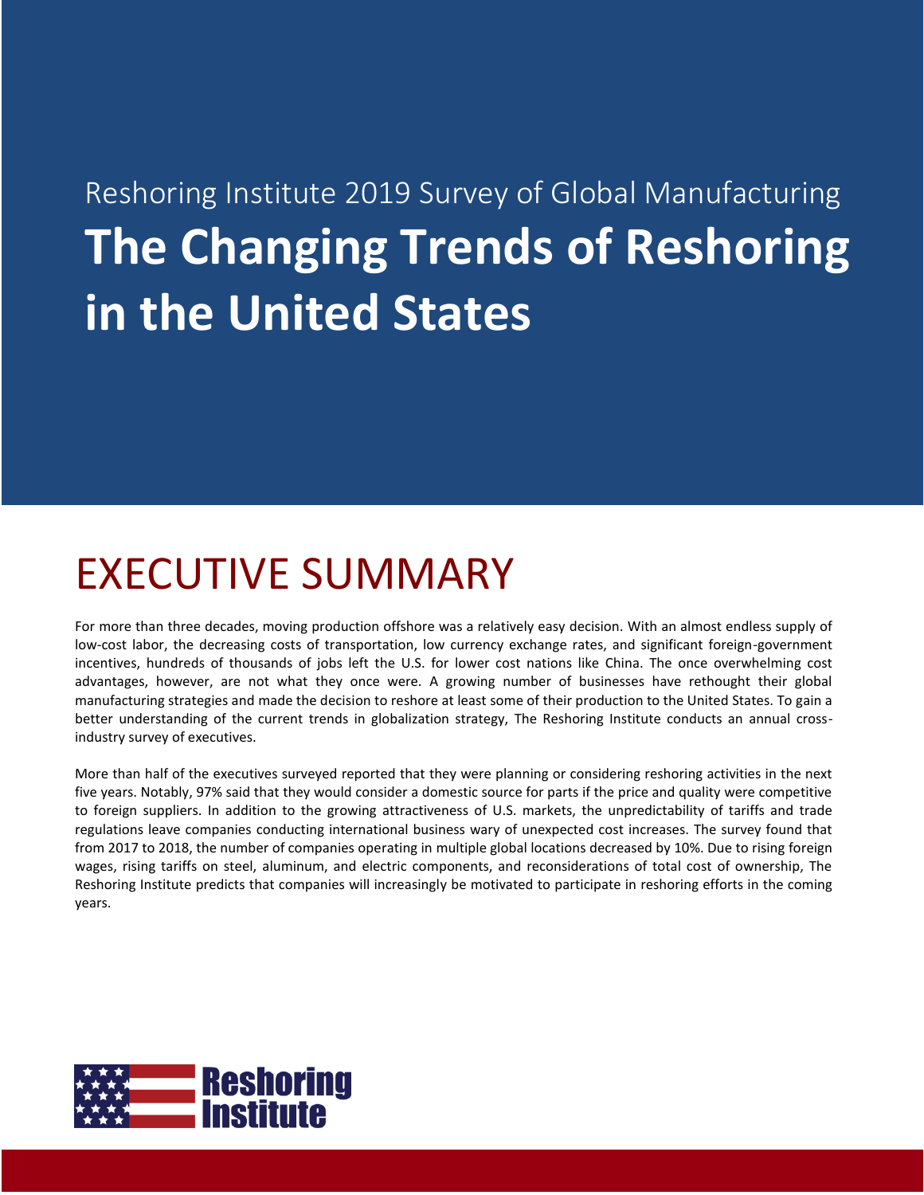Reshoring Institute 2019 Survey of Global Manufacturing

# The Changing Trends of Reshoring in the United States

## EXECUTIVE SUMMARY

For more than three decades, moving production offshore was a relatively easy decision. With an almost endless supply of low-cost labor, the decreasing costs of transportation, low currency exchange rates, and significant foreign-government incentives, hundreds of thousands of jobs left the U.S. for lower cost nations like China. The once overwhelming cost advantages, however, are not what they once were. A growing number of businesses have rethought their global manufacturing strategies and made the decision to reshore at least some of their production to the United States. To gain a better understanding of the current trends in globalization strategy, The Reshoring Institute conducts an annual cross-industry survey of executives.

More than half of the executives surveyed reported that they were planning or considering reshoring activities in the next five years. Notably, 97% said that they would consider a domestic source for parts if the price and quality were competitive to foreign suppliers. In addition to the growing attractiveness of U.S. markets, the unpredictability of tariffs and trade regulations leave companies conducting international business wary of unexpected cost increases. The survey found that from 2017 to 2018, the number of companies operating in multiple global locations decreased by 10%. Due to rising foreign wages, rising tariffs on steel, aluminum, and electric components, and reconsiderations of total cost of ownership, The Reshoring Institute predicts that companies will increasingly be motivated to participate in reshoring efforts in the coming years.

Reshoring Institute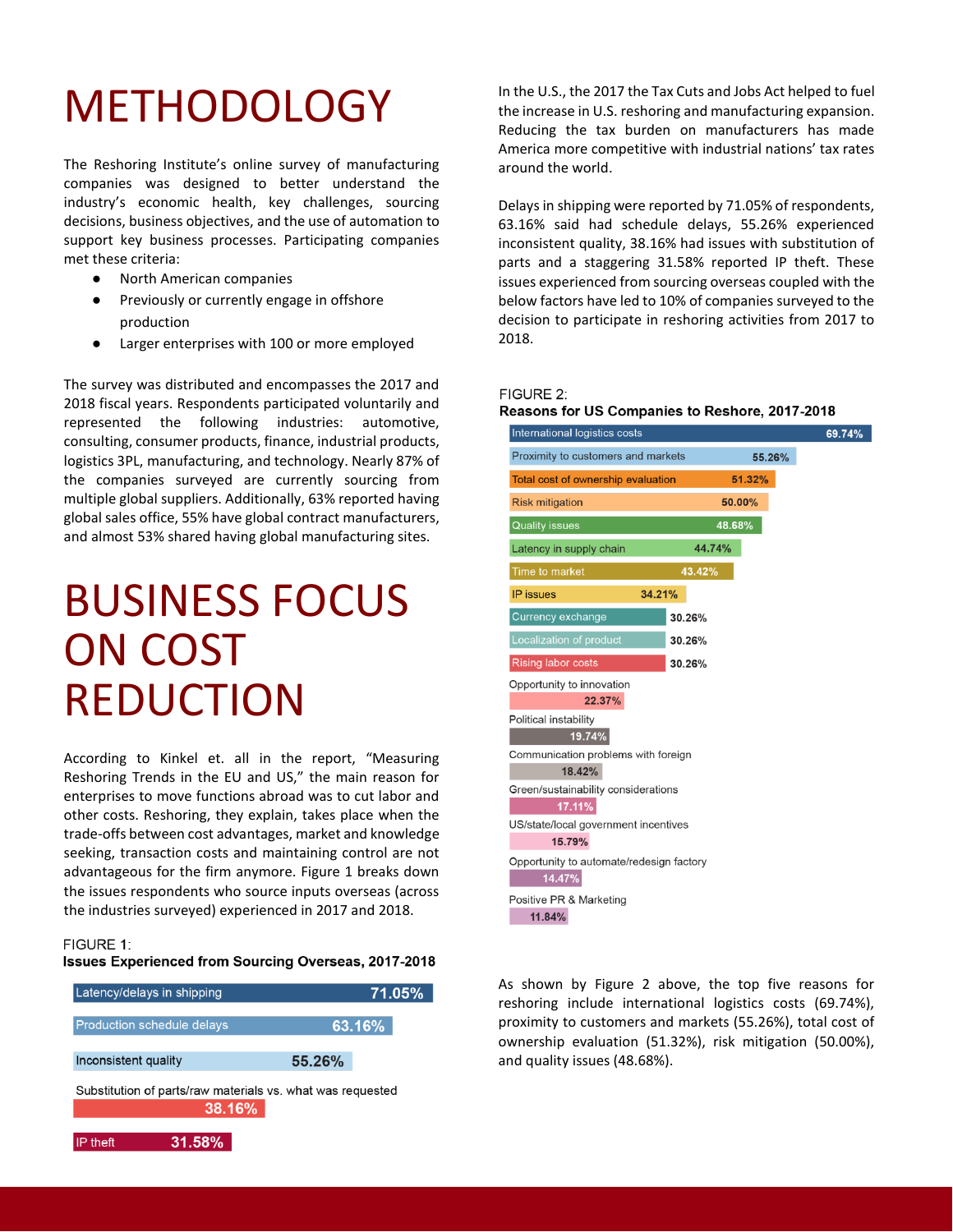# METHODOLOGY

The Reshoring Institute's online survey of manufacturing companies was designed to better understand the industry's economic health, key challenges, sourcing decisions, business objectives, and the use of automation to support key business processes. Participating companies met these criteria:

- North American companies
- Previously or currently engage in offshore production
- Larger enterprises with 100 or more employed

The survey was distributed and encompasses the 2017 and 2018 fiscal years. Respondents participated voluntarily and represented the following industries: automotive, consulting, consumer products, finance, industrial products, logistics 3PL, manufacturing, and technology. Nearly 87% of the companies surveyed are currently sourcing from multiple global suppliers. Additionally, 63% reported having global sales office, 55% have global contract manufacturers, and almost 53% shared having global manufacturing sites.

# BUSINESS FOCUS ON COST REDUCTION

According to Kinkel et. all in the report, "Measuring Reshoring Trends in the EU and US," the main reason for enterprises to move functions abroad was to cut labor and other costs. Reshoring, they explain, takes place when the trade-offs between cost advantages, market and knowledge seeking, transaction costs and maintaining control are not advantageous for the firm anymore. Figure 1 breaks down the issues respondents who source inputs overseas (across the industries surveyed) experienced in 2017 and 2018.

FIGURE 1:
**Issues Experienced from Sourcing Overseas, 2017-2018**

Latency/delays in shipping 71.05%
Production schedule delays 63.16%
Inconsistent quality 55.26%
Substitution of parts/raw materials vs. what was requested 38.16%
IP theft 31.58%

In the U.S., the 2017 the Tax Cuts and Jobs Act helped to fuel the increase in U.S. reshoring and manufacturing expansion. Reducing the tax burden on manufacturers has made America more competitive with industrial nations' tax rates around the world.

Delays in shipping were reported by 71.05% of respondents, 63.16% said had schedule delays, 55.26% experienced inconsistent quality, 38.16% had issues with substitution of parts and a staggering 31.58% reported IP theft. These issues experienced from sourcing overseas coupled with the below factors have led to 10% of companies surveyed to the decision to participate in reshoring activities from 2017 to 2018.

FIGURE 2:
**Reasons for US Companies to Reshore, 2017-2018**

International logistics costs 69.74%
Proximity to customers and markets 55.26%
Total cost of ownership evaluation 51.32%
Risk mitigation 50.00%
Quality issues 48.68%
Latency in supply chain 44.74%
Time to market 43.42%
IP issues 34.21%
Currency exchange 30.26%
Localization of product 30.26%
Rising labor costs 30.26%
Opportunity to innovation 22.37%
Political instability 19.74%
Communication problems with foreign 18.42%
Green/sustainability considerations 17.11%
US/state/local government incentives 15.79%
Opportunity to automate/redesign factory 14.47%
Positive PR & Marketing 11.84%

As shown by Figure 2 above, the top five reasons for reshoring include international logistics costs (69.74%), proximity to customers and markets (55.26%), total cost of ownership evaluation (51.32%), risk mitigation (50.00%), and quality issues (48.68%).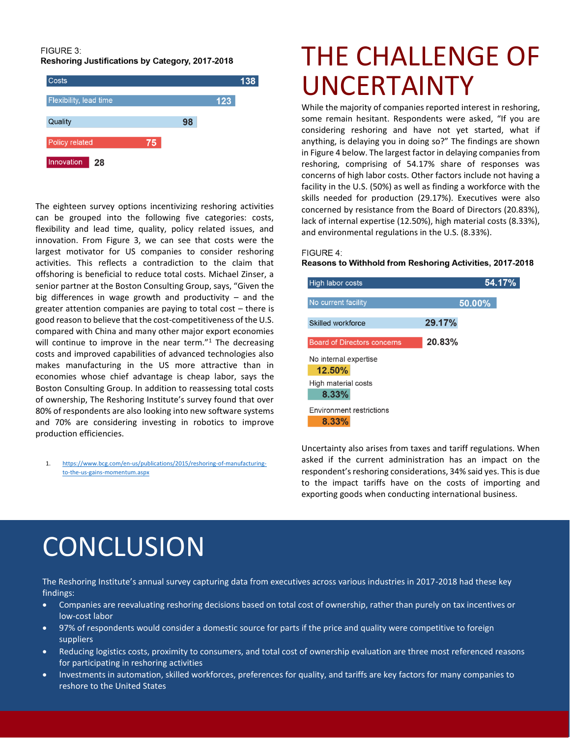FIGURE 3:
**Reshoring Justifications by Category, 2017-2018**

Costs 138
Flexibility, lead time 123
Quality 98
Policy related 75
Innovation 28

The eighteen survey options incentivizing reshoring activities can be grouped into the following five categories: costs, flexibility and lead time, quality, policy related issues, and innovation. From Figure 3, we can see that costs were the largest motivator for US companies to consider reshoring activities. This reflects a contradiction to the claim that offshoring is beneficial to reduce total costs. Michael Zinser, a senior partner at the Boston Consulting Group, says, “Given the big differences in wage growth and productivity – and the greater attention companies are paying to total cost – there is good reason to believe that the cost-competitiveness of the U.S. compared with China and many other major export economies will continue to improve in the near term.”[1] The decreasing costs and improved capabilities of advanced technologies also makes manufacturing in the US more attractive than in economies whose chief advantage is cheap labor, says the Boston Consulting Group. In addition to reassessing total costs of ownership, The Reshoring Institute’s survey found that over 80% of respondents are also looking into new software systems and 70% are considering investing in robotics to improve production efficiencies.

1. https://www.bcg.com/en-us/publications/2015/reshoring-of-manufacturing-to-the-us-gains-momentum.aspx

# THE CHALLENGE OF UNCERTAINTY

While the majority of companies reported interest in reshoring, some remain hesitant. Respondents were asked, “If you are considering reshoring and have not yet started, what if anything, is delaying you in doing so?” The findings are shown in Figure 4 below. The largest factor in delaying companies from reshoring, comprising of 54.17% share of responses was concerns of high labor costs. Other factors include not having a facility in the U.S. (50%) as well as finding a workforce with the skills needed for production (29.17%). Executives were also concerned by resistance from the Board of Directors (20.83%), lack of internal expertise (12.50%), high material costs (8.33%), and environmental regulations in the U.S. (8.33%).

FIGURE 4:
**Reasons to Withhold from Reshoring Activities, 2017-2018**

High labor costs 54.17%
No current facility 50.00%
Skilled workforce 29.17%
Board of Directors concerns 20.83%
No internal expertise 12.50%
High material costs 8.33%
Environment restrictions 8.33%

Uncertainty also arises from taxes and tariff regulations. When asked if the current administration has an impact on the respondent’s reshoring considerations, 34% said yes. This is due to the impact tariffs have on the costs of importing and exporting goods when conducting international business.

# CONCLUSION

The Reshoring Institute’s annual survey capturing data from executives across various industries in 2017-2018 had these key findings:

- Companies are reevaluating reshoring decisions based on total cost of ownership, rather than purely on tax incentives or low-cost labor
- 97% of respondents would consider a domestic source for parts if the price and quality were competitive to foreign suppliers
- Reducing logistics costs, proximity to consumers, and total cost of ownership evaluation are three most referenced reasons for participating in reshoring activities
- Investments in automation, skilled workforces, preferences for quality, and tariffs are key factors for many companies to reshore to the United States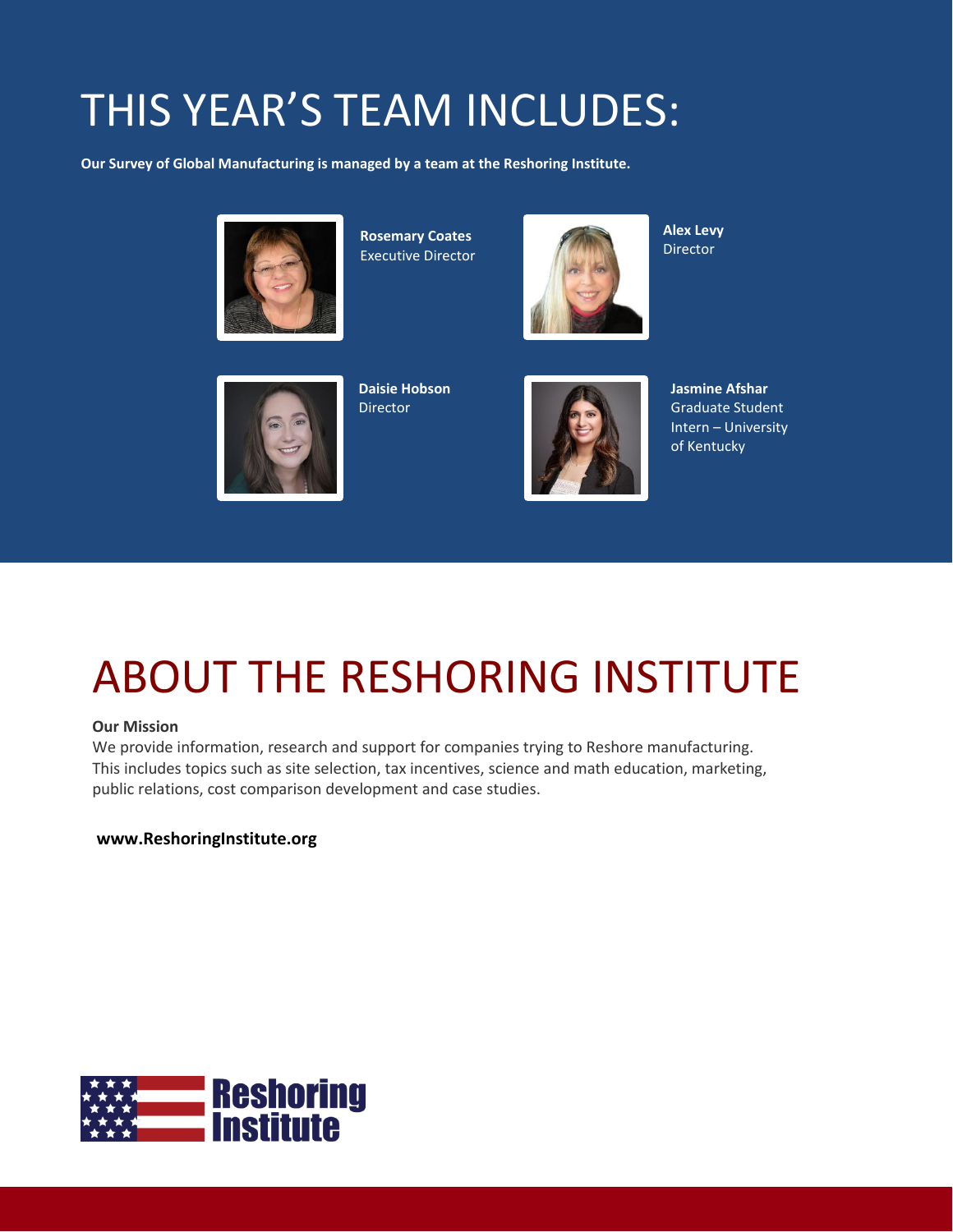# THIS YEAR'S TEAM INCLUDES:

**Our Survey of Global Manufacturing is managed by a team at the Reshoring Institute.**

**Rosemary Coates**
Executive Director

**Alex Levy**
Director

**Daisie Hobson**
Director

**Jasmine Afshar**
Graduate Student Intern – University of Kentucky

# ABOUT THE RESHORING INSTITUTE

**Our Mission**

We provide information, research and support for companies trying to Reshore manufacturing. This includes topics such as site selection, tax incentives, science and math education, marketing, public relations, cost comparison development and case studies.

**www.ReshoringInstitute.org**

Reshoring Institute